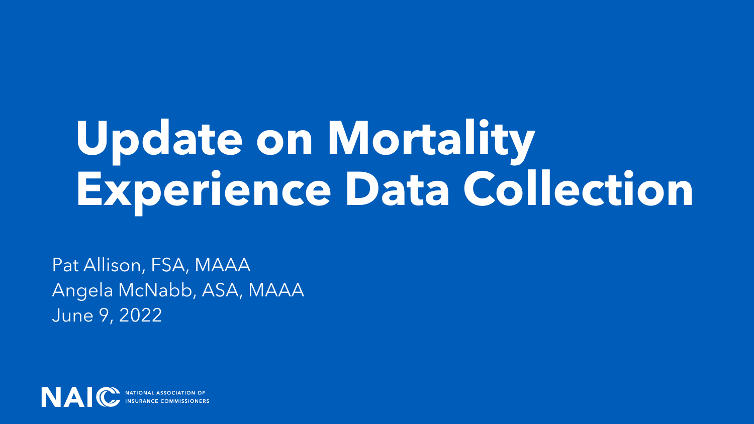# Update on Mortality Experience Data Collection

Pat Allison, FSA, MAAA
Angela McNabb, ASA, MAAA
June 9, 2022

NAIC NATIONAL ASSOCIATION OF INSURANCE COMMISSIONERS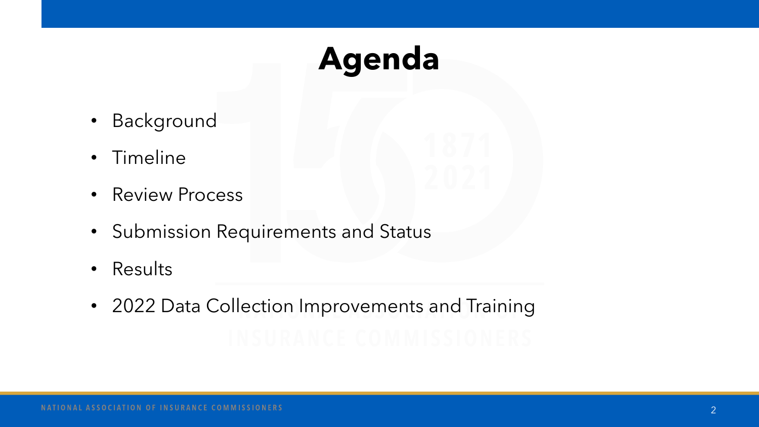# Agenda

- Background
- Timeline
- Review Process
- Submission Requirements and Status
- Results
- 2022 Data Collection Improvements and Training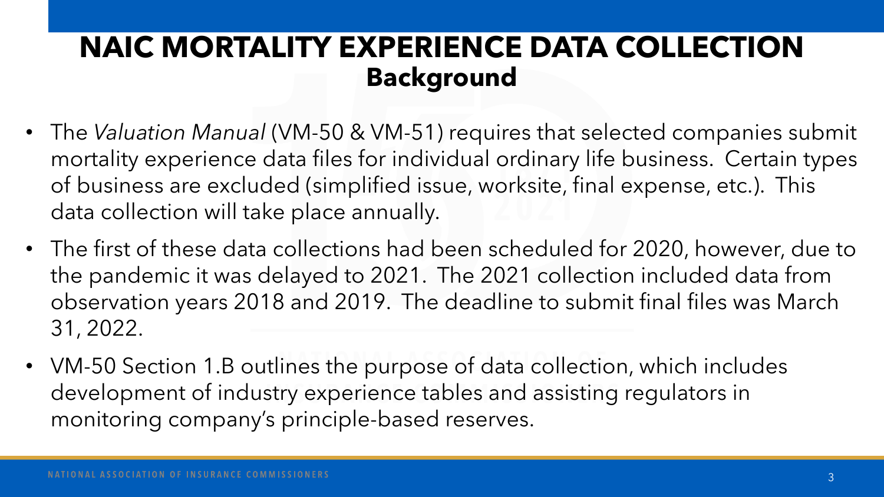# NAIC MORTALITY EXPERIENCE DATA COLLECTION

## Background

- The *Valuation Manual* (VM-50 & VM-51) requires that selected companies submit mortality experience data files for individual ordinary life business. Certain types of business are excluded (simplified issue, worksite, final expense, etc.). This data collection will take place annually.
- The first of these data collections had been scheduled for 2020, however, due to the pandemic it was delayed to 2021. The 2021 collection included data from observation years 2018 and 2019. The deadline to submit final files was March 31, 2022.
- VM-50 Section 1.B outlines the purpose of data collection, which includes development of industry experience tables and assisting regulators in monitoring company's principle-based reserves.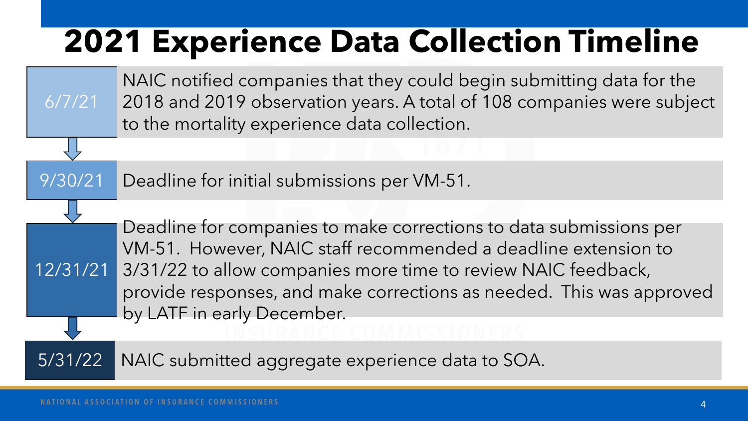# 2021 Experience Data Collection Timeline

| Date | Event |
| --- | --- |
| 6/7/21 | NAIC notified companies that they could begin submitting data for the 2018 and 2019 observation years. A total of 108 companies were subject to the mortality experience data collection. |
| 9/30/21 | Deadline for initial submissions per VM-51. |
| 12/31/21 | Deadline for companies to make corrections to data submissions per VM-51. However, NAIC staff recommended a deadline extension to 3/31/22 to allow companies more time to review NAIC feedback, provide responses, and make corrections as needed. This was approved by LATF in early December. |
| 5/31/22 | NAIC submitted aggregate experience data to SOA. |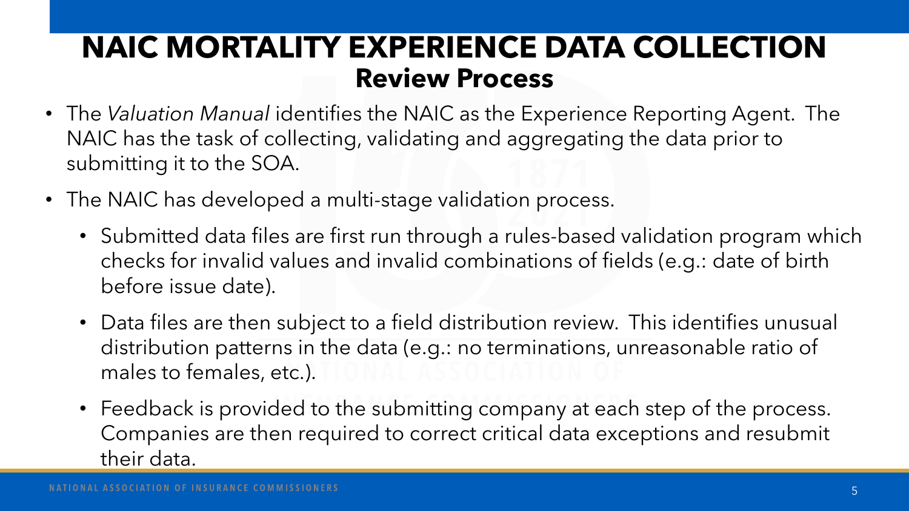# NAIC MORTALITY EXPERIENCE DATA COLLECTION

## Review Process

- The *Valuation Manual* identifies the NAIC as the Experience Reporting Agent. The NAIC has the task of collecting, validating and aggregating the data prior to submitting it to the SOA.
- The NAIC has developed a multi-stage validation process.
  - Submitted data files are first run through a rules-based validation program which checks for invalid values and invalid combinations of fields (e.g.: date of birth before issue date).
  - Data files are then subject to a field distribution review. This identifies unusual distribution patterns in the data (e.g.: no terminations, unreasonable ratio of males to females, etc.).
  - Feedback is provided to the submitting company at each step of the process. Companies are then required to correct critical data exceptions and resubmit their data.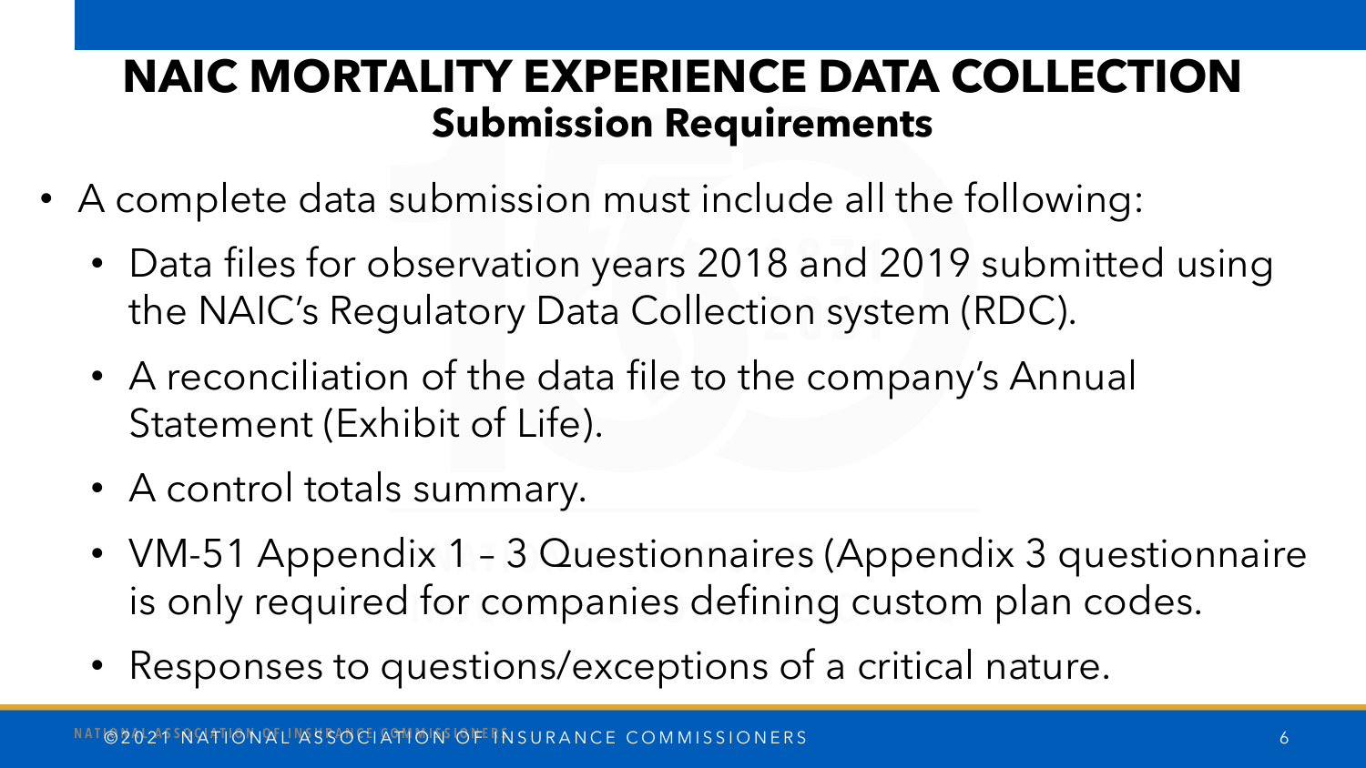# NAIC MORTALITY EXPERIENCE DATA COLLECTION

## Submission Requirements

- A complete data submission must include all the following:
  - Data files for observation years 2018 and 2019 submitted using the NAIC's Regulatory Data Collection system (RDC).
  - A reconciliation of the data file to the company's Annual Statement (Exhibit of Life).
  - A control totals summary.
  - VM-51 Appendix 1 – 3 Questionnaires (Appendix 3 questionnaire is only required for companies defining custom plan codes.
  - Responses to questions/exceptions of a critical nature.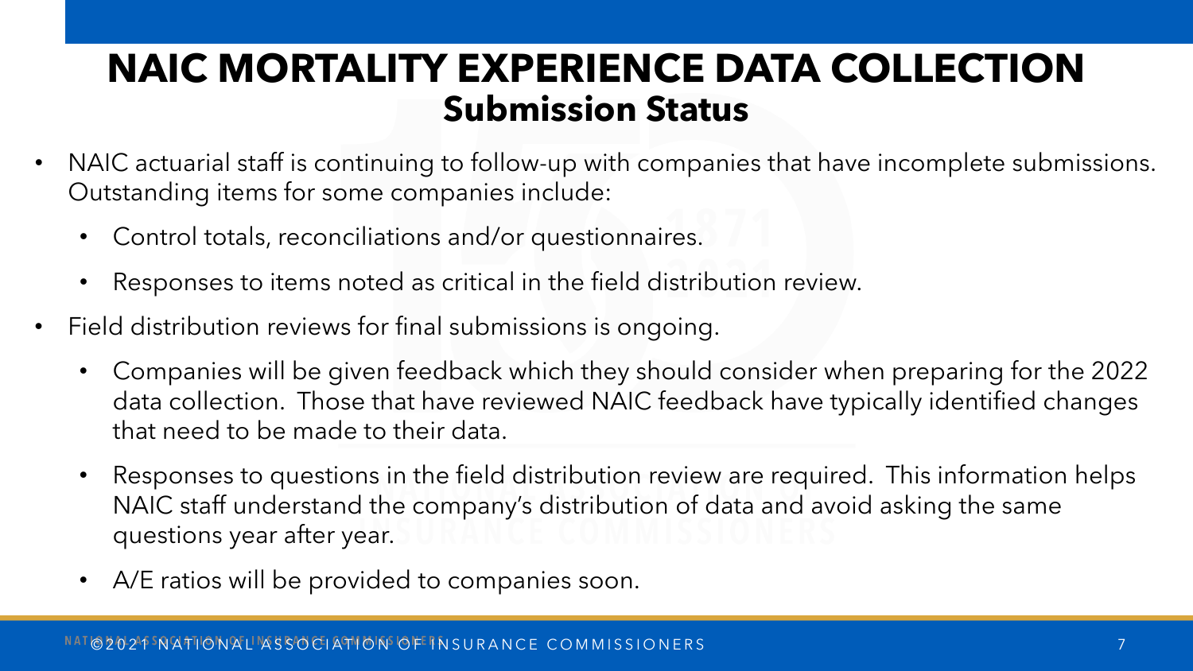# NAIC MORTALITY EXPERIENCE DATA COLLECTION

## Submission Status

- NAIC actuarial staff is continuing to follow-up with companies that have incomplete submissions. Outstanding items for some companies include:
  - Control totals, reconciliations and/or questionnaires.
  - Responses to items noted as critical in the field distribution review.
- Field distribution reviews for final submissions is ongoing.
  - Companies will be given feedback which they should consider when preparing for the 2022 data collection. Those that have reviewed NAIC feedback have typically identified changes that need to be made to their data.
  - Responses to questions in the field distribution review are required. This information helps NAIC staff understand the company's distribution of data and avoid asking the same questions year after year.
  - A/E ratios will be provided to companies soon.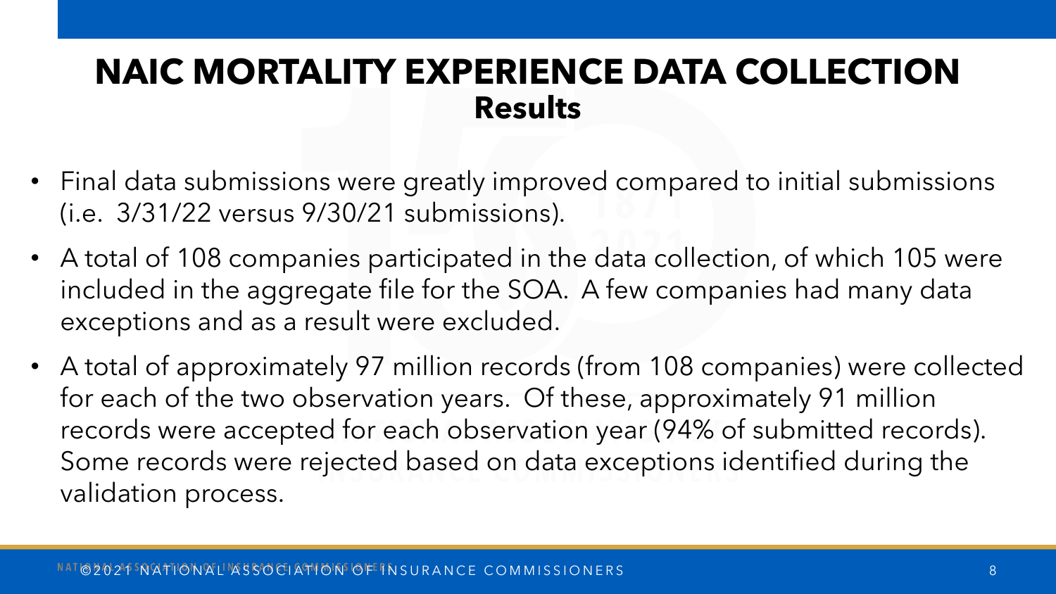# NAIC MORTALITY EXPERIENCE DATA COLLECTION

## Results

- Final data submissions were greatly improved compared to initial submissions (i.e. 3/31/22 versus 9/30/21 submissions).
- A total of 108 companies participated in the data collection, of which 105 were included in the aggregate file for the SOA. A few companies had many data exceptions and as a result were excluded.
- A total of approximately 97 million records (from 108 companies) were collected for each of the two observation years. Of these, approximately 91 million records were accepted for each observation year (94% of submitted records). Some records were rejected based on data exceptions identified during the validation process.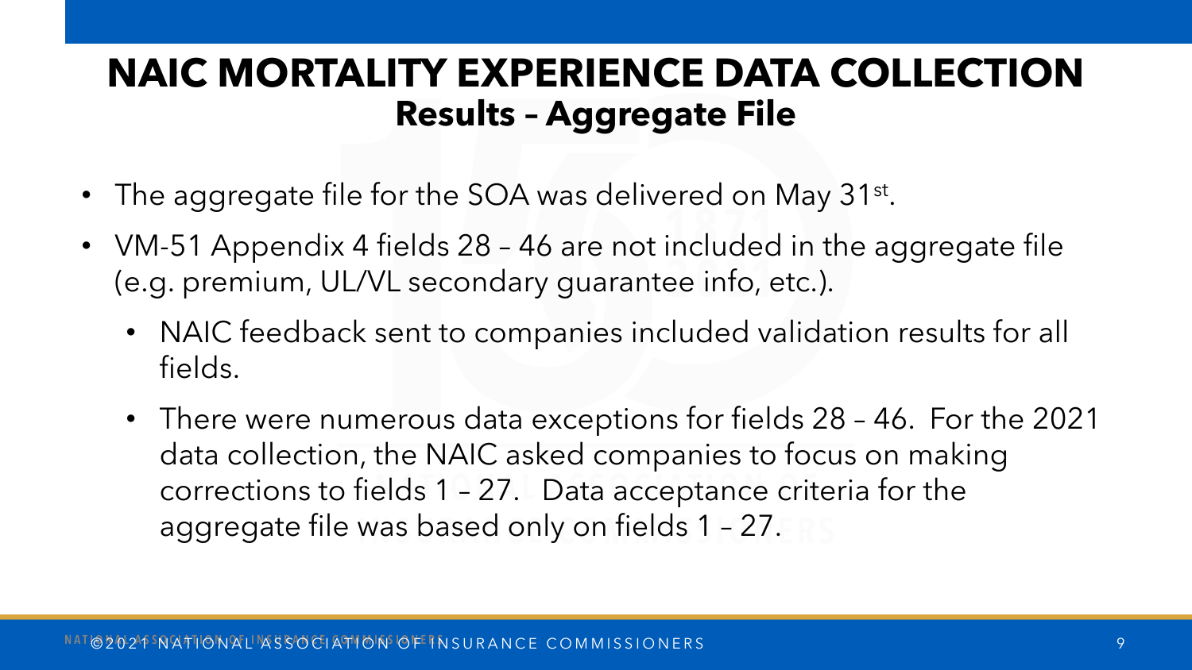# NAIC MORTALITY EXPERIENCE DATA COLLECTION
## Results – Aggregate File

- The aggregate file for the SOA was delivered on May 31st.
- VM-51 Appendix 4 fields 28 – 46 are not included in the aggregate file (e.g. premium, UL/VL secondary guarantee info, etc.).
  - NAIC feedback sent to companies included validation results for all fields.
  - There were numerous data exceptions for fields 28 – 46. For the 2021 data collection, the NAIC asked companies to focus on making corrections to fields 1 – 27. Data acceptance criteria for the aggregate file was based only on fields 1 – 27.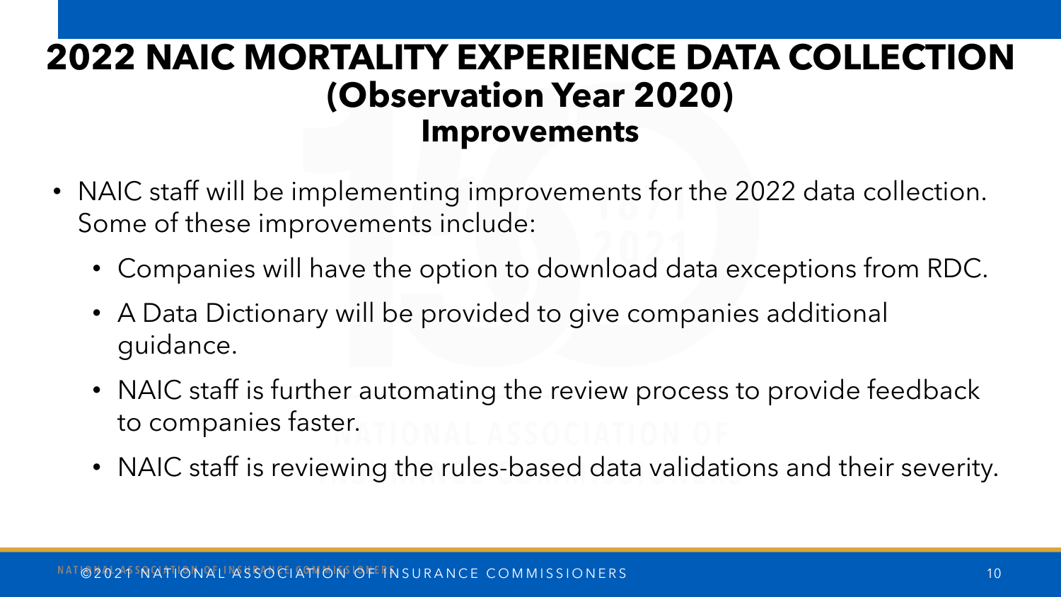# 2022 NAIC MORTALITY EXPERIENCE DATA COLLECTION (Observation Year 2020)

## Improvements

- NAIC staff will be implementing improvements for the 2022 data collection. Some of these improvements include:
  - Companies will have the option to download data exceptions from RDC.
  - A Data Dictionary will be provided to give companies additional guidance.
  - NAIC staff is further automating the review process to provide feedback to companies faster.
  - NAIC staff is reviewing the rules-based data validations and their severity.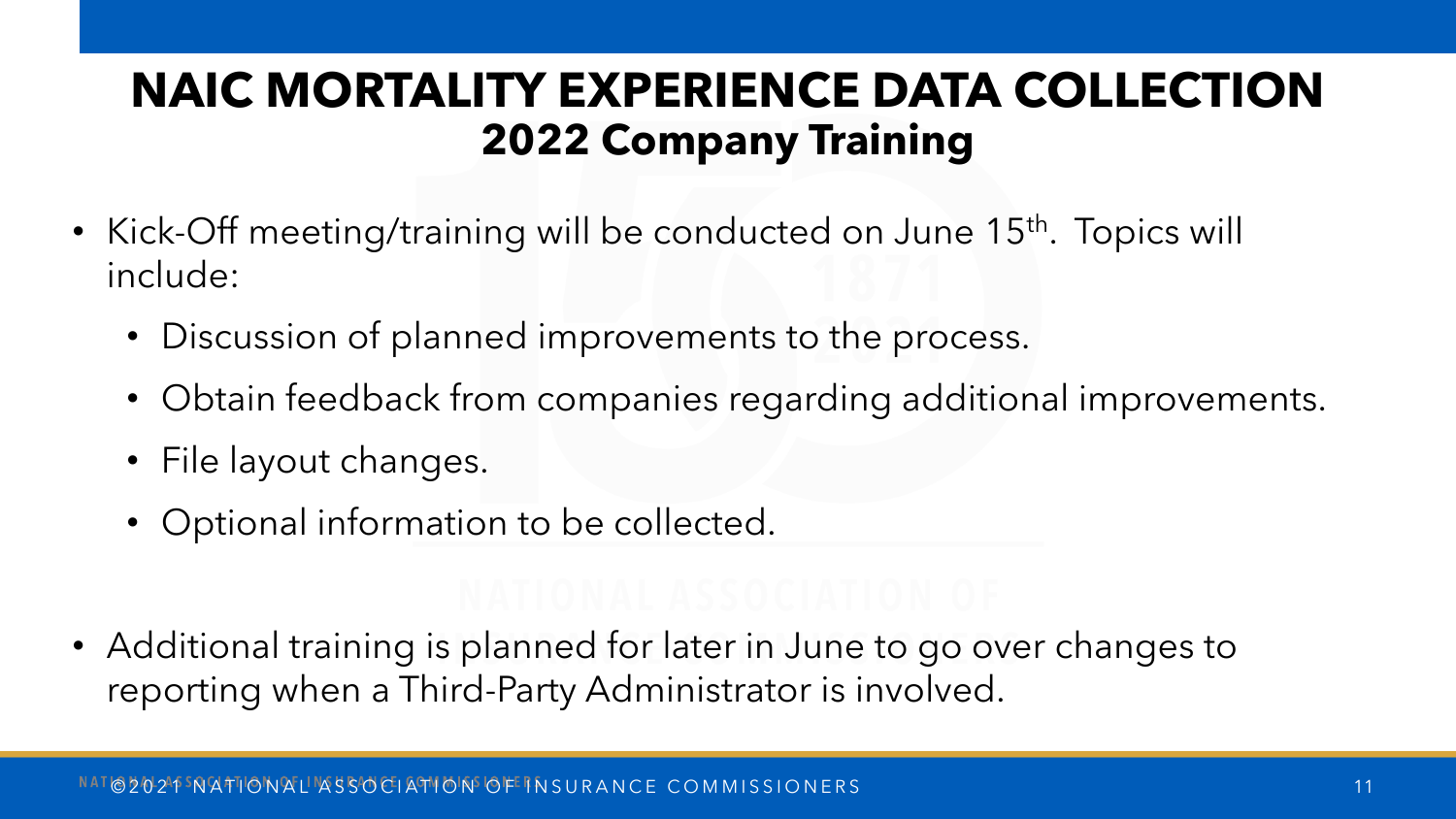# NAIC MORTALITY EXPERIENCE DATA COLLECTION

## 2022 Company Training

- Kick-Off meeting/training will be conducted on June 15th. Topics will include:
  - Discussion of planned improvements to the process.
  - Obtain feedback from companies regarding additional improvements.
  - File layout changes.
  - Optional information to be collected.

- Additional training is planned for later in June to go over changes to reporting when a Third-Party Administrator is involved.